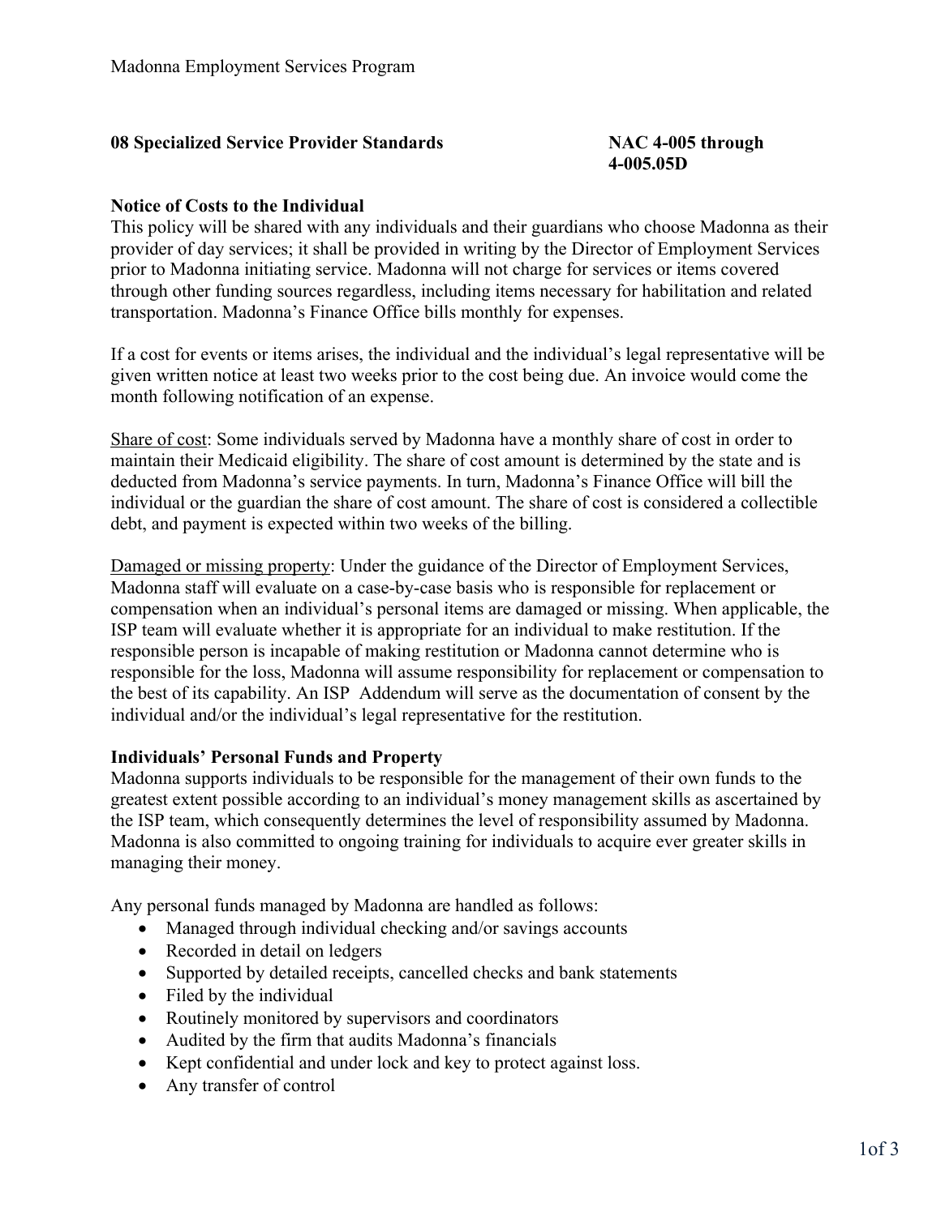Madonna Employment Services Program

**08 Specialized Service Provider Standards** **NAC 4-005 through 4-005.05D**

**Notice of Costs to the Individual**

This policy will be shared with any individuals and their guardians who choose Madonna as their provider of day services; it shall be provided in writing by the Director of Employment Services prior to Madonna initiating service. Madonna will not charge for services or items covered through other funding sources regardless, including items necessary for habilitation and related transportation. Madonna's Finance Office bills monthly for expenses.

If a cost for events or items arises, the individual and the individual's legal representative will be given written notice at least two weeks prior to the cost being due. An invoice would come the month following notification of an expense.

<u>Share of cost</u>: Some individuals served by Madonna have a monthly share of cost in order to maintain their Medicaid eligibility. The share of cost amount is determined by the state and is deducted from Madonna's service payments. In turn, Madonna's Finance Office will bill the individual or the guardian the share of cost amount. The share of cost is considered a collectible debt, and payment is expected within two weeks of the billing.

<u>Damaged or missing property</u>: Under the guidance of the Director of Employment Services, Madonna staff will evaluate on a case-by-case basis who is responsible for replacement or compensation when an individual's personal items are damaged or missing. When applicable, the ISP team will evaluate whether it is appropriate for an individual to make restitution. If the responsible person is incapable of making restitution or Madonna cannot determine who is responsible for the loss, Madonna will assume responsibility for replacement or compensation to the best of its capability. An ISP Addendum will serve as the documentation of consent by the individual and/or the individual's legal representative for the restitution.

**Individuals' Personal Funds and Property**

Madonna supports individuals to be responsible for the management of their own funds to the greatest extent possible according to an individual's money management skills as ascertained by the ISP team, which consequently determines the level of responsibility assumed by Madonna. Madonna is also committed to ongoing training for individuals to acquire ever greater skills in managing their money.

Any personal funds managed by Madonna are handled as follows:

- Managed through individual checking and/or savings accounts
- Recorded in detail on ledgers
- Supported by detailed receipts, cancelled checks and bank statements
- Filed by the individual
- Routinely monitored by supervisors and coordinators
- Audited by the firm that audits Madonna's financials
- Kept confidential and under lock and key to protect against loss.
- Any transfer of control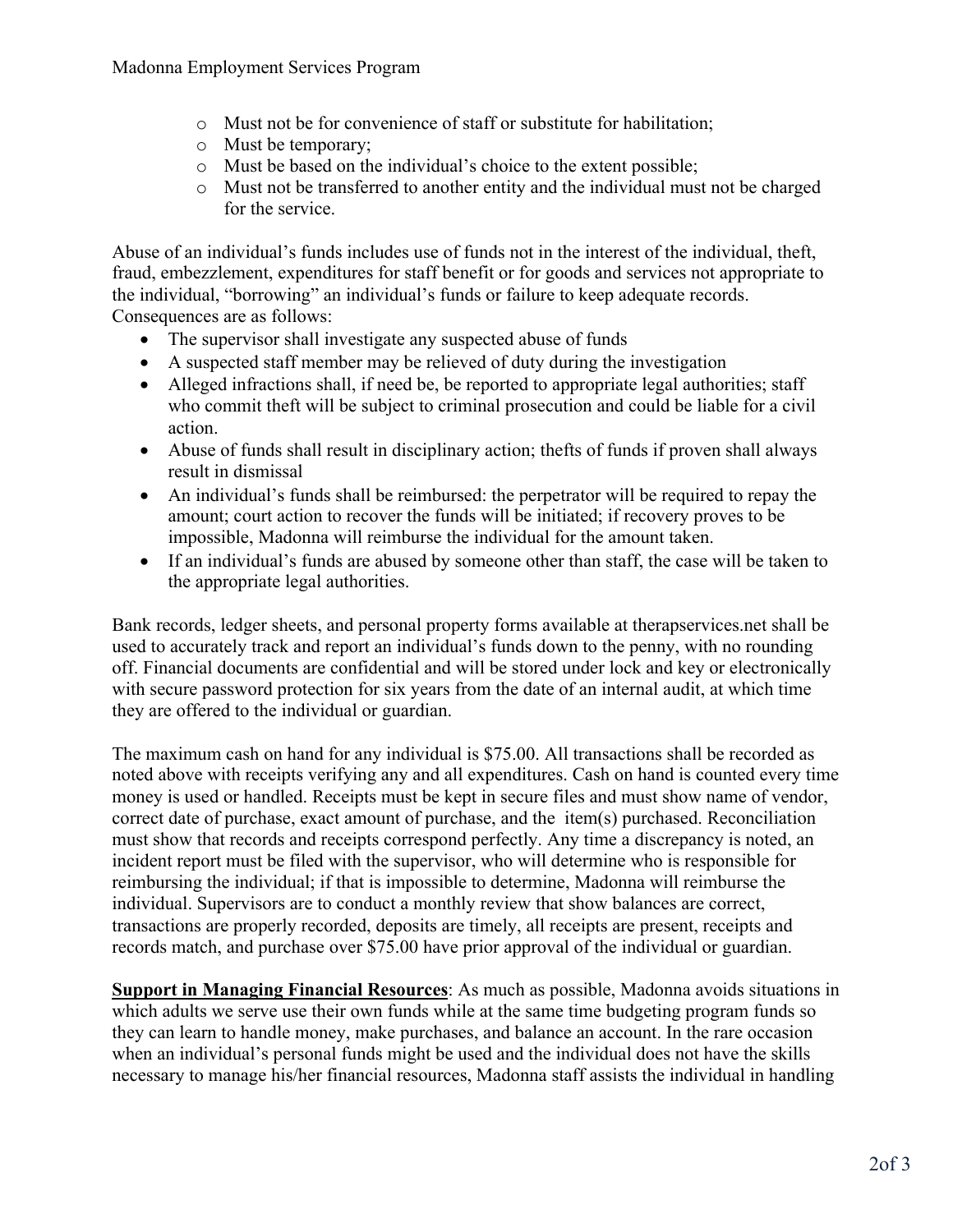- Must not be for convenience of staff or substitute for habilitation;
  - Must be temporary;
  - Must be based on the individual's choice to the extent possible;
  - Must not be transferred to another entity and the individual must not be charged for the service.

Abuse of an individual's funds includes use of funds not in the interest of the individual, theft, fraud, embezzlement, expenditures for staff benefit or for goods and services not appropriate to the individual, "borrowing" an individual's funds or failure to keep adequate records. Consequences are as follows:

- The supervisor shall investigate any suspected abuse of funds
- A suspected staff member may be relieved of duty during the investigation
- Alleged infractions shall, if need be, be reported to appropriate legal authorities; staff who commit theft will be subject to criminal prosecution and could be liable for a civil action.
- Abuse of funds shall result in disciplinary action; thefts of funds if proven shall always result in dismissal
- An individual's funds shall be reimbursed: the perpetrator will be required to repay the amount; court action to recover the funds will be initiated; if recovery proves to be impossible, Madonna will reimburse the individual for the amount taken.
- If an individual's funds are abused by someone other than staff, the case will be taken to the appropriate legal authorities.

Bank records, ledger sheets, and personal property forms available at therapservices.net shall be used to accurately track and report an individual's funds down to the penny, with no rounding off. Financial documents are confidential and will be stored under lock and key or electronically with secure password protection for six years from the date of an internal audit, at which time they are offered to the individual or guardian.

The maximum cash on hand for any individual is $75.00. All transactions shall be recorded as noted above with receipts verifying any and all expenditures. Cash on hand is counted every time money is used or handled. Receipts must be kept in secure files and must show name of vendor, correct date of purchase, exact amount of purchase, and the item(s) purchased. Reconciliation must show that records and receipts correspond perfectly. Any time a discrepancy is noted, an incident report must be filed with the supervisor, who will determine who is responsible for reimbursing the individual; if that is impossible to determine, Madonna will reimburse the individual. Supervisors are to conduct a monthly review that show balances are correct, transactions are properly recorded, deposits are timely, all receipts are present, receipts and records match, and purchase over $75.00 have prior approval of the individual or guardian.

**Support in Managing Financial Resources**: As much as possible, Madonna avoids situations in which adults we serve use their own funds while at the same time budgeting program funds so they can learn to handle money, make purchases, and balance an account. In the rare occasion when an individual's personal funds might be used and the individual does not have the skills necessary to manage his/her financial resources, Madonna staff assists the individual in handling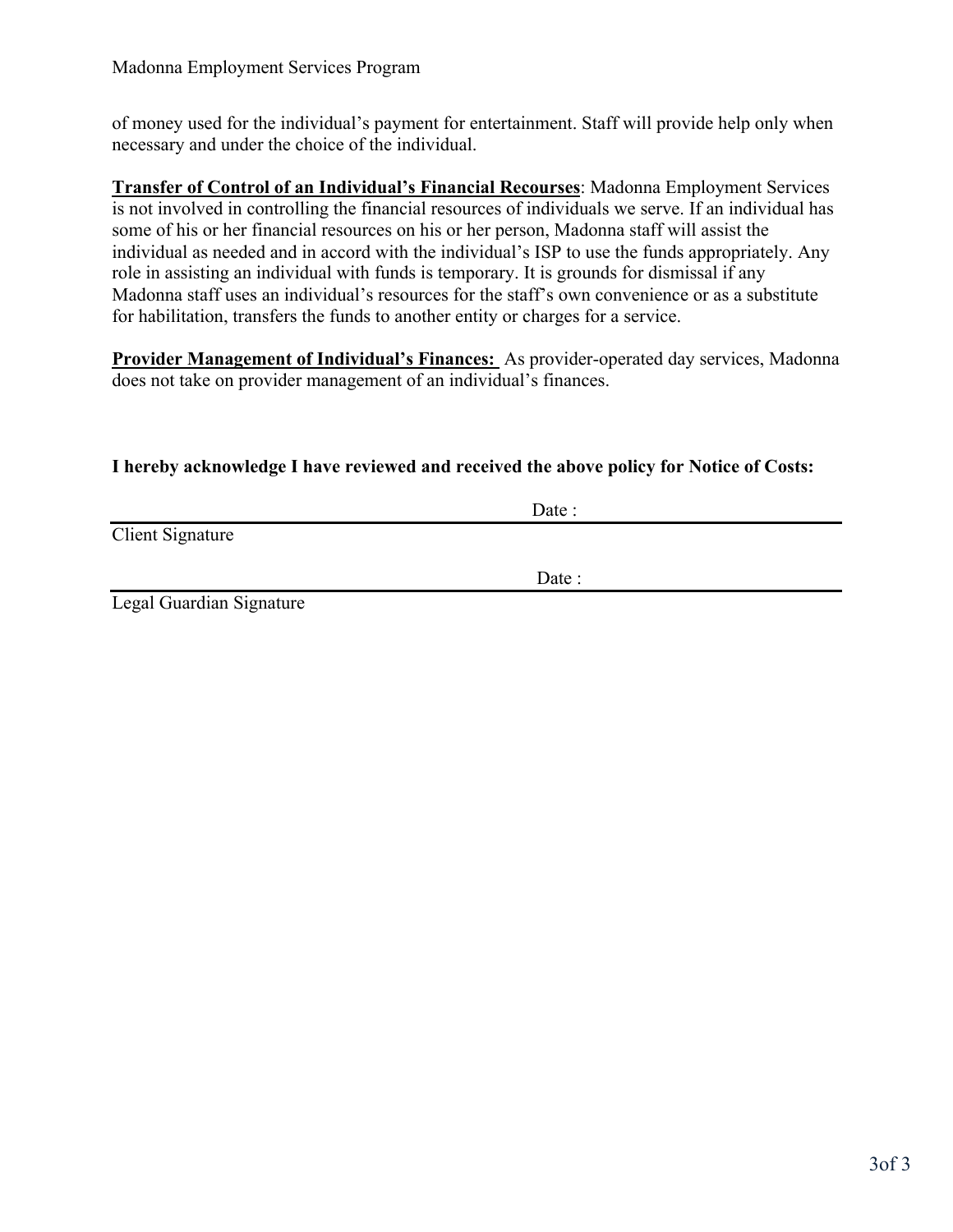of money used for the individual's payment for entertainment. Staff will provide help only when necessary and under the choice of the individual.

**Transfer of Control of an Individual's Financial Recourses**: Madonna Employment Services is not involved in controlling the financial resources of individuals we serve. If an individual has some of his or her financial resources on his or her person, Madonna staff will assist the individual as needed and in accord with the individual's ISP to use the funds appropriately. Any role in assisting an individual with funds is temporary. It is grounds for dismissal if any Madonna staff uses an individual's resources for the staff's own convenience or as a substitute for habilitation, transfers the funds to another entity or charges for a service.

**Provider Management of Individual's Finances:** As provider-operated day services, Madonna does not take on provider management of an individual's finances.

**I hereby acknowledge I have reviewed and received the above policy for Notice of Costs:**

Date :

Client Signature

Date :

Legal Guardian Signature